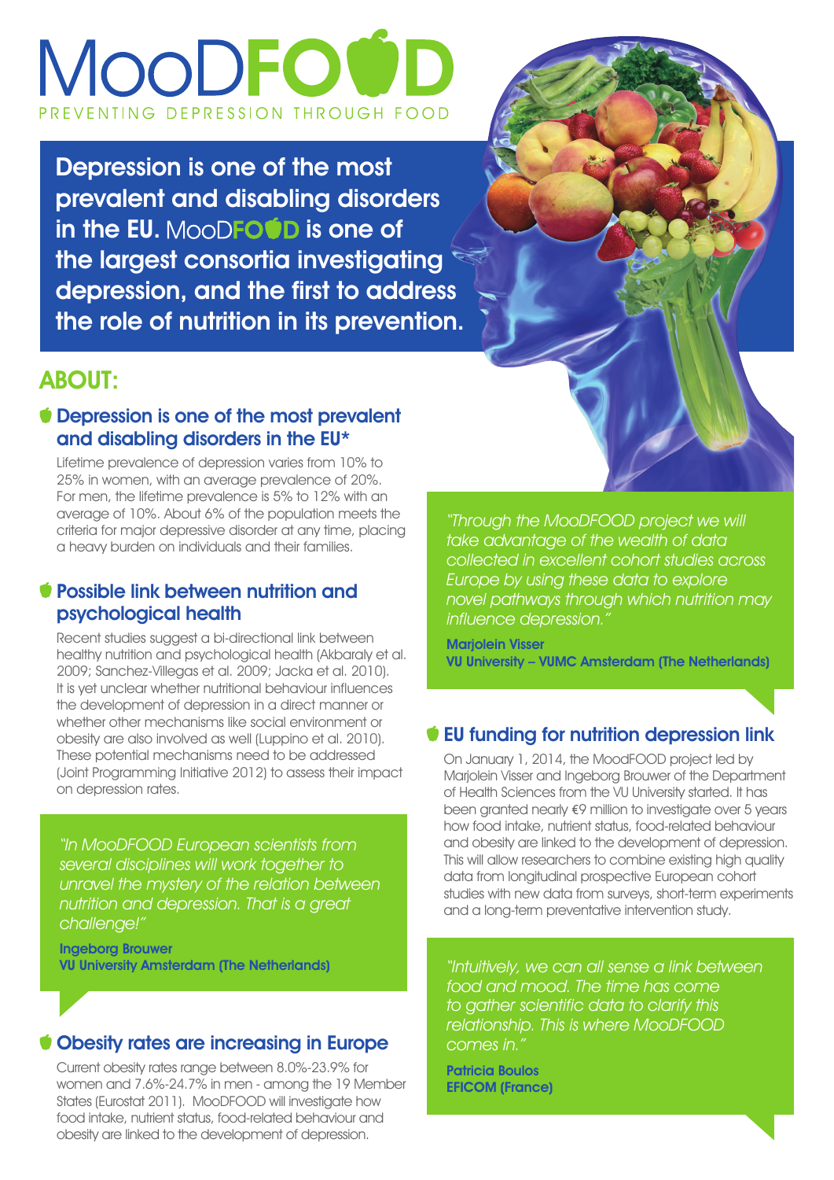# MooDFOOD

PREVENTING DEPRESSION THROUGH FOOD

**Depression is one of the most prevalent and disabling disorders in the EU. MooDFOOD is one of the largest consortia investigating depression, and the first to address the role of nutrition in its prevention.**

## ABOUT:

### Depression is one of the most prevalent and disabling disorders in the EU*

Lifetime prevalence of depression varies from 10% to 25% in women, with an average prevalence of 20%. For men, the lifetime prevalence is 5% to 12% with an average of 10%. About 6% of the population meets the criteria for major depressive disorder at any time, placing a heavy burden on individuals and their families.

### Possible link between nutrition and psychological health

Recent studies suggest a bi-directional link between healthy nutrition and psychological health (Akbaraly et al. 2009; Sanchez-Villegas et al. 2009; Jacka et al. 2010). It is yet unclear whether nutritional behaviour influences the development of depression in a direct manner or whether other mechanisms like social environment or obesity are also involved as well (Luppino et al. 2010). These potential mechanisms need to be addressed (Joint Programming Initiative 2012) to assess their impact on depression rates.

> *"In MooDFOOD European scientists from several disciplines will work together to unravel the mystery of the relation between nutrition and depression. That is a great challenge!"*
>
> **Ingeborg Brouwer**
> **VU University Amsterdam (The Netherlands)**

### Obesity rates are increasing in Europe

Current obesity rates range between 8.0%-23.9% for women and 7.6%-24.7% in men - among the 19 Member States (Eurostat 2011). MooDFOOD will investigate how food intake, nutrient status, food-related behaviour and obesity are linked to the development of depression.

> *"Through the MooDFOOD project we will take advantage of the wealth of data collected in excellent cohort studies across Europe by using these data to explore novel pathways through which nutrition may influence depression."*
>
> **Marjolein Visser**
> **VU University – VUMC Amsterdam (The Netherlands)**

### EU funding for nutrition depression link

On January 1, 2014, the MoodFOOD project led by Marjolein Visser and Ingeborg Brouwer of the Department of Health Sciences from the VU University started. It has been granted nearly €9 million to investigate over 5 years how food intake, nutrient status, food-related behaviour and obesity are linked to the development of depression. This will allow researchers to combine existing high quality data from longitudinal prospective European cohort studies with new data from surveys, short-term experiments and a long-term preventative intervention study.

> *"Intuitively, we can all sense a link between food and mood. The time has come to gather scientific data to clarify this relationship. This is where MooDFOOD comes in."*
>
> **Patricia Boulos**
> **EFICOM (France)**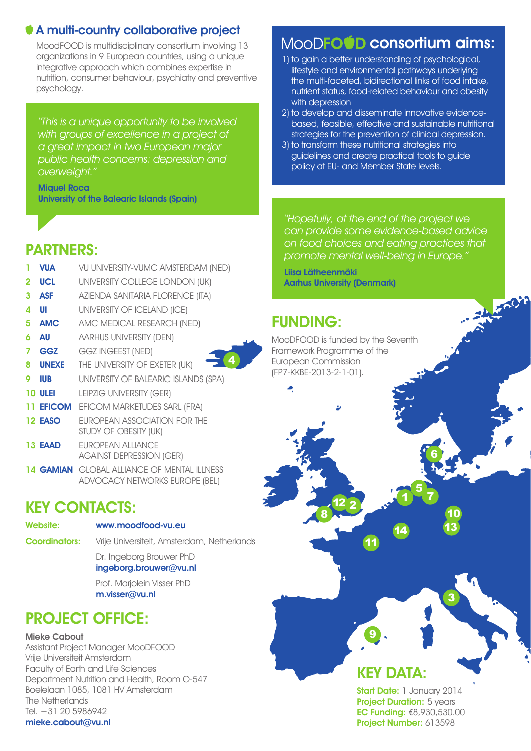## A multi-country collaborative project

MoodFOOD is multidisciplinary consortium involving 13 organizations in 9 European countries, using a unique integrative approach which combines expertise in nutrition, consumer behaviour, psychiatry and preventive psychology.

*"This is a unique opportunity to be involved with groups of excellence in a project of a great impact in two European major public health concerns: depression and overweight."*

**Miquel Roca**
**University of the Balearic Islands (Spain)**

## PARTNERS:

| | | |
|---|---|---|
| 1 | **VUA** | VU UNIVERSITY-VUMC AMSTERDAM (NED) |
| 2 | **UCL** | UNIVERSITY COLLEGE LONDON (UK) |
| 3 | **ASF** | AZIENDA SANITARIA FLORENCE (ITA) |
| 4 | **UI** | UNIVERSITY OF ICELAND (ICE) |
| 5 | **AMC** | AMC MEDICAL RESEARCH (NED) |
| 6 | **AU** | AARHUS UNIVERSITY (DEN) |
| 7 | **GGZ** | GGZ INGEEST (NED) |
| 8 | **UNEXE** | THE UNIVERSITY OF EXETER (UK) |
| 9 | **IUB** | UNIVERSITY OF BALEARIC ISLANDS (SPA) |
| 10 | **ULEI** | LEIPZIG UNIVERSITY (GER) |
| 11 | **EFICOM** | EFICOM MARKETUDES SARL (FRA) |
| 12 | **EASO** | EUROPEAN ASSOCIATION FOR THE STUDY OF OBESITY (UK) |
| 13 | **EAAD** | EUROPEAN ALLIANCE AGAINST DEPRESSION (GER) |
| 14 | **GAMIAN** | GLOBAL ALLIANCE OF MENTAL ILLNESS ADVOCACY NETWORKS EUROPE (BEL) |

## KEY CONTACTS:

**Website:** www.moodfood-vu.eu

**Coordinators:** Vrije Universiteit, Amsterdam, Netherlands

Dr. Ingeborg Brouwer PhD
ingeborg.brouwer@vu.nl

Prof. Marjolein Visser PhD
m.visser@vu.nl

## PROJECT OFFICE:

**Mieke Cabout**
Assistant Project Manager MooDFOOD
Vrije Universiteit Amsterdam
Faculty of Earth and Life Sciences
Department Nutrition and Health, Room O-547
Boelelaan 1085, 1081 HV Amsterdam
The Netherlands
Tel. +31 20 5986942
mieke.cabout@vu.nl

## MooDFOOD consortium aims:

1) to gain a better understanding of psychological, lifestyle and environmental pathways underlying the multi-faceted, bidirectional links of food intake, nutrient status, food-related behaviour and obesity with depression
2) to develop and disseminate innovative evidence-based, feasible, effective and sustainable nutritional strategies for the prevention of clinical depression.
3) to transform these nutritional strategies into guidelines and create practical tools to guide policy at EU- and Member State levels.

*"Hopefully, at the end of the project we can provide some evidence-based advice on food choices and eating practices that promote mental well-being in Europe."*

**Liisa Lätheenmäki**
**Aarhus University (Denmark)**

## FUNDING:

MooDFOOD is funded by the Seventh Framework Programme of the European Commission (FP7-KKBE-2013-2-1-01).

4

6
5
1
7
12 2
8
10
13
14
11
3
9

## KEY DATA:

**Start Date:** 1 January 2014
**Project Duration:** 5 years
**EC Funding:** €8,930,530.00
**Project Number:** 613598